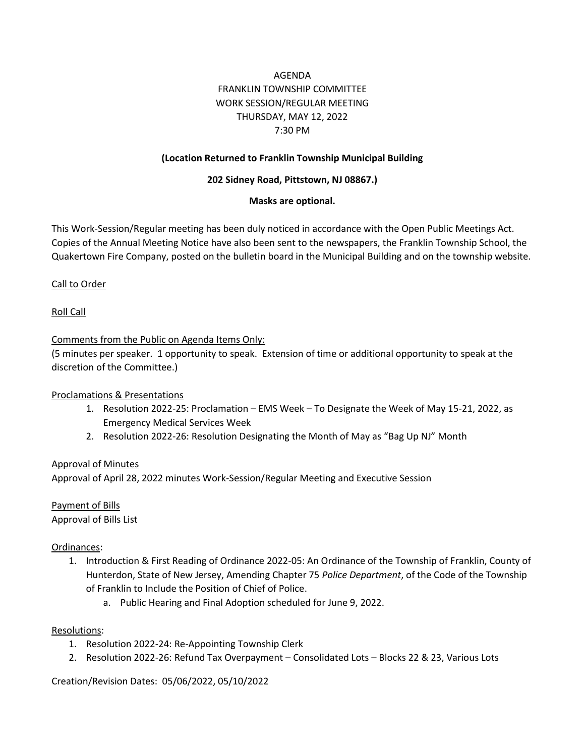# AGENDA
## FRANKLIN TOWNSHIP COMMITTEE
## WORK SESSION/REGULAR MEETING
## THURSDAY, MAY 12, 2022
## 7:30 PM

**(Location Returned to Franklin Township Municipal Building**

**202 Sidney Road, Pittstown, NJ 08867.)**

**Masks are optional.**

This Work-Session/Regular meeting has been duly noticed in accordance with the Open Public Meetings Act. Copies of the Annual Meeting Notice have also been sent to the newspapers, the Franklin Township School, the Quakertown Fire Company, posted on the bulletin board in the Municipal Building and on the township website.

Call to Order

Roll Call

Comments from the Public on Agenda Items Only:
(5 minutes per speaker. 1 opportunity to speak. Extension of time or additional opportunity to speak at the discretion of the Committee.)

Proclamations & Presentations

1. Resolution 2022-25: Proclamation – EMS Week – To Designate the Week of May 15-21, 2022, as Emergency Medical Services Week
2. Resolution 2022-26: Resolution Designating the Month of May as "Bag Up NJ" Month

Approval of Minutes
Approval of April 28, 2022 minutes Work-Session/Regular Meeting and Executive Session

Payment of Bills
Approval of Bills List

Ordinances:

1. Introduction & First Reading of Ordinance 2022-05: An Ordinance of the Township of Franklin, County of Hunterdon, State of New Jersey, Amending Chapter 75 *Police Department*, of the Code of the Township of Franklin to Include the Position of Chief of Police.
   a. Public Hearing and Final Adoption scheduled for June 9, 2022.

Resolutions:

1. Resolution 2022-24: Re-Appointing Township Clerk
2. Resolution 2022-26: Refund Tax Overpayment – Consolidated Lots – Blocks 22 & 23, Various Lots

Creation/Revision Dates: 05/06/2022, 05/10/2022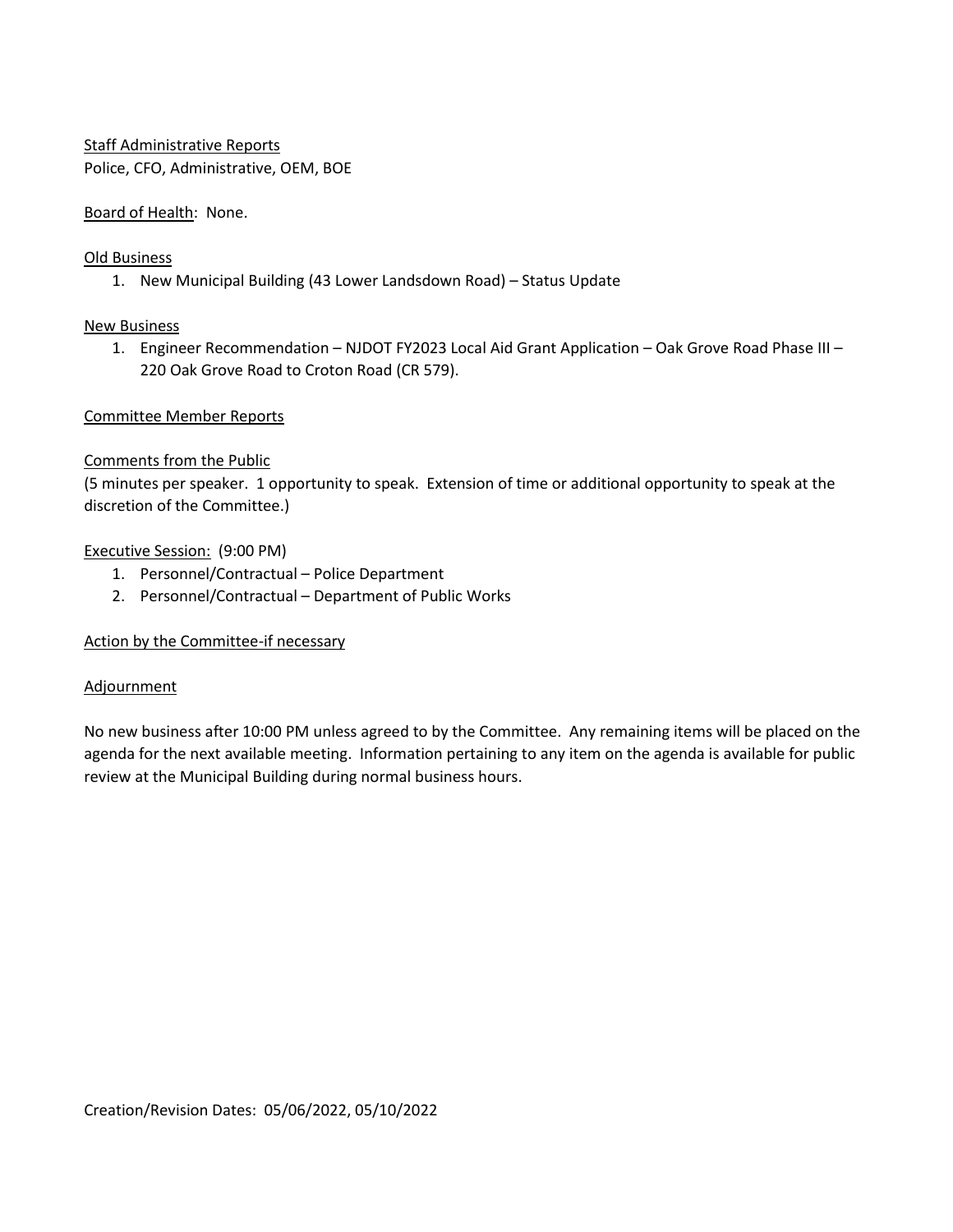Staff Administrative Reports
Police, CFO, Administrative, OEM, BOE

Board of Health: None.

Old Business

1. New Municipal Building (43 Lower Landsdown Road) – Status Update

New Business

1. Engineer Recommendation – NJDOT FY2023 Local Aid Grant Application – Oak Grove Road Phase III – 220 Oak Grove Road to Croton Road (CR 579).

Committee Member Reports

Comments from the Public
(5 minutes per speaker. 1 opportunity to speak. Extension of time or additional opportunity to speak at the discretion of the Committee.)

Executive Session: (9:00 PM)

1. Personnel/Contractual – Police Department
2. Personnel/Contractual – Department of Public Works

Action by the Committee-if necessary

Adjournment

No new business after 10:00 PM unless agreed to by the Committee. Any remaining items will be placed on the agenda for the next available meeting. Information pertaining to any item on the agenda is available for public review at the Municipal Building during normal business hours.

Creation/Revision Dates: 05/06/2022, 05/10/2022